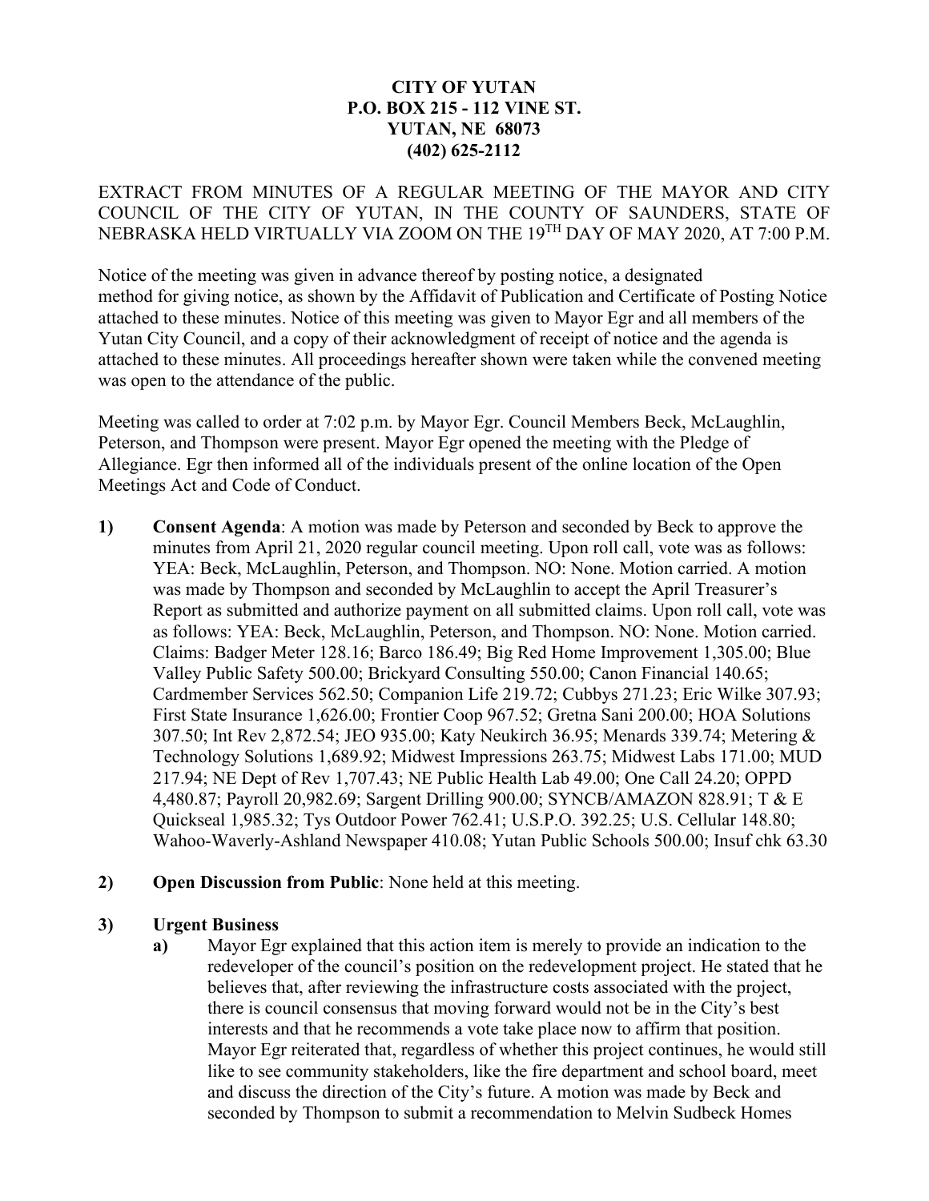**CITY OF YUTAN**
**P.O. BOX 215 - 112 VINE ST.**
**YUTAN, NE 68073**
**(402) 625-2112**

EXTRACT FROM MINUTES OF A REGULAR MEETING OF THE MAYOR AND CITY COUNCIL OF THE CITY OF YUTAN, IN THE COUNTY OF SAUNDERS, STATE OF NEBRASKA HELD VIRTUALLY VIA ZOOM ON THE 19TH DAY OF MAY 2020, AT 7:00 P.M.

Notice of the meeting was given in advance thereof by posting notice, a designated method for giving notice, as shown by the Affidavit of Publication and Certificate of Posting Notice attached to these minutes. Notice of this meeting was given to Mayor Egr and all members of the Yutan City Council, and a copy of their acknowledgment of receipt of notice and the agenda is attached to these minutes. All proceedings hereafter shown were taken while the convened meeting was open to the attendance of the public.

Meeting was called to order at 7:02 p.m. by Mayor Egr. Council Members Beck, McLaughlin, Peterson, and Thompson were present. Mayor Egr opened the meeting with the Pledge of Allegiance. Egr then informed all of the individuals present of the online location of the Open Meetings Act and Code of Conduct.

1) **Consent Agenda**: A motion was made by Peterson and seconded by Beck to approve the minutes from April 21, 2020 regular council meeting. Upon roll call, vote was as follows: YEA: Beck, McLaughlin, Peterson, and Thompson. NO: None. Motion carried. A motion was made by Thompson and seconded by McLaughlin to accept the April Treasurer's Report as submitted and authorize payment on all submitted claims. Upon roll call, vote was as follows: YEA: Beck, McLaughlin, Peterson, and Thompson. NO: None. Motion carried. Claims: Badger Meter 128.16; Barco 186.49; Big Red Home Improvement 1,305.00; Blue Valley Public Safety 500.00; Brickyard Consulting 550.00; Canon Financial 140.65; Cardmember Services 562.50; Companion Life 219.72; Cubbys 271.23; Eric Wilke 307.93; First State Insurance 1,626.00; Frontier Coop 967.52; Gretna Sani 200.00; HOA Solutions 307.50; Int Rev 2,872.54; JEO 935.00; Katy Neukirch 36.95; Menards 339.74; Metering & Technology Solutions 1,689.92; Midwest Impressions 263.75; Midwest Labs 171.00; MUD 217.94; NE Dept of Rev 1,707.43; NE Public Health Lab 49.00; One Call 24.20; OPPD 4,480.87; Payroll 20,982.69; Sargent Drilling 900.00; SYNCB/AMAZON 828.91; T & E Quickseal 1,985.32; Tys Outdoor Power 762.41; U.S.P.O. 392.25; U.S. Cellular 148.80; Wahoo-Waverly-Ashland Newspaper 410.08; Yutan Public Schools 500.00; Insuf chk 63.30

2) **Open Discussion from Public**: None held at this meeting.

3) **Urgent Business**
   a) Mayor Egr explained that this action item is merely to provide an indication to the redeveloper of the council's position on the redevelopment project. He stated that he believes that, after reviewing the infrastructure costs associated with the project, there is council consensus that moving forward would not be in the City's best interests and that he recommends a vote take place now to affirm that position. Mayor Egr reiterated that, regardless of whether this project continues, he would still like to see community stakeholders, like the fire department and school board, meet and discuss the direction of the City's future. A motion was made by Beck and seconded by Thompson to submit a recommendation to Melvin Sudbeck Homes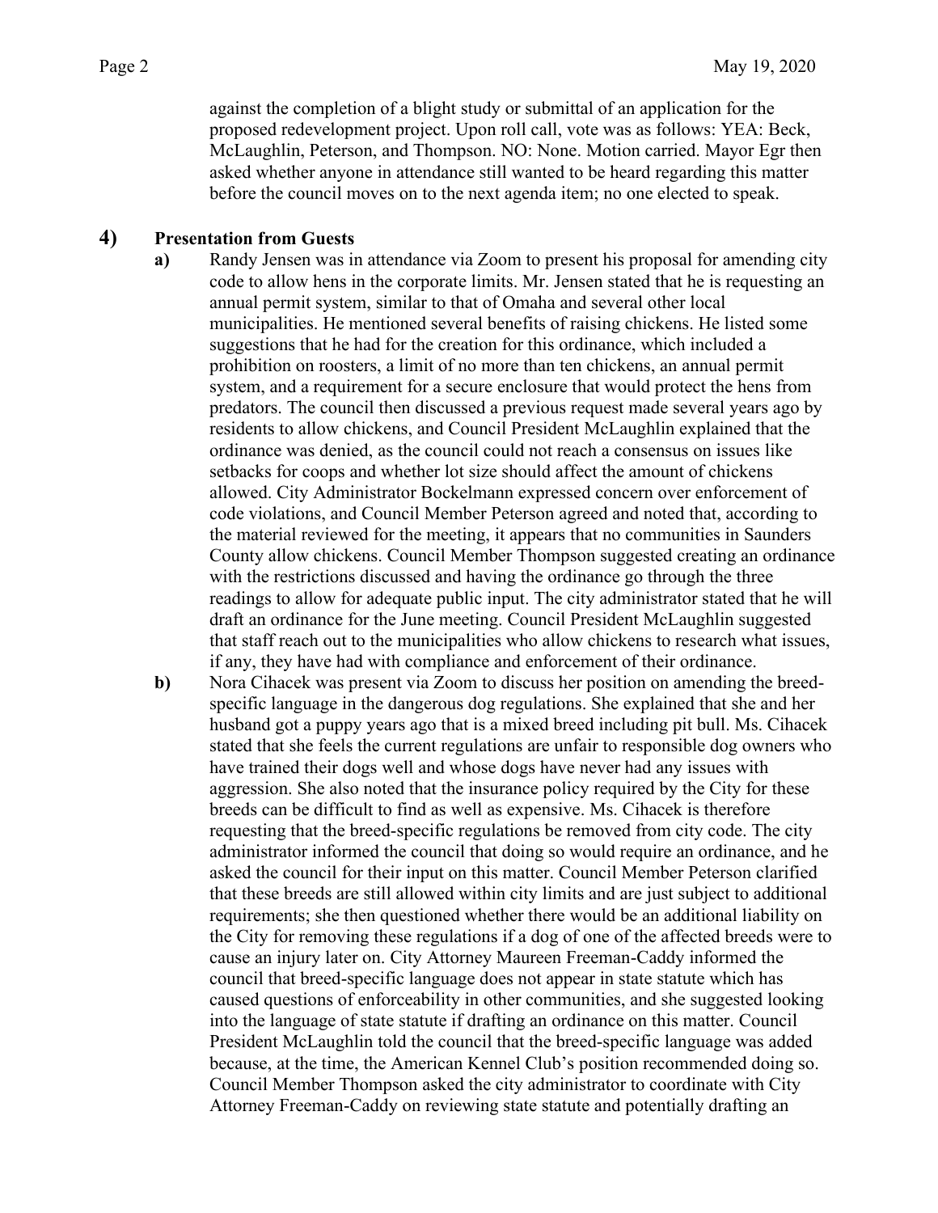against the completion of a blight study or submittal of an application for the proposed redevelopment project. Upon roll call, vote was as follows: YEA: Beck, McLaughlin, Peterson, and Thompson. NO: None. Motion carried. Mayor Egr then asked whether anyone in attendance still wanted to be heard regarding this matter before the council moves on to the next agenda item; no one elected to speak.

## 4) Presentation from Guests

**a)** Randy Jensen was in attendance via Zoom to present his proposal for amending city code to allow hens in the corporate limits. Mr. Jensen stated that he is requesting an annual permit system, similar to that of Omaha and several other local municipalities. He mentioned several benefits of raising chickens. He listed some suggestions that he had for the creation for this ordinance, which included a prohibition on roosters, a limit of no more than ten chickens, an annual permit system, and a requirement for a secure enclosure that would protect the hens from predators. The council then discussed a previous request made several years ago by residents to allow chickens, and Council President McLaughlin explained that the ordinance was denied, as the council could not reach a consensus on issues like setbacks for coops and whether lot size should affect the amount of chickens allowed. City Administrator Bockelmann expressed concern over enforcement of code violations, and Council Member Peterson agreed and noted that, according to the material reviewed for the meeting, it appears that no communities in Saunders County allow chickens. Council Member Thompson suggested creating an ordinance with the restrictions discussed and having the ordinance go through the three readings to allow for adequate public input. The city administrator stated that he will draft an ordinance for the June meeting. Council President McLaughlin suggested that staff reach out to the municipalities who allow chickens to research what issues, if any, they have had with compliance and enforcement of their ordinance.

**b)** Nora Cihacek was present via Zoom to discuss her position on amending the breed-specific language in the dangerous dog regulations. She explained that she and her husband got a puppy years ago that is a mixed breed including pit bull. Ms. Cihacek stated that she feels the current regulations are unfair to responsible dog owners who have trained their dogs well and whose dogs have never had any issues with aggression. She also noted that the insurance policy required by the City for these breeds can be difficult to find as well as expensive. Ms. Cihacek is therefore requesting that the breed-specific regulations be removed from city code. The city administrator informed the council that doing so would require an ordinance, and he asked the council for their input on this matter. Council Member Peterson clarified that these breeds are still allowed within city limits and are just subject to additional requirements; she then questioned whether there would be an additional liability on the City for removing these regulations if a dog of one of the affected breeds were to cause an injury later on. City Attorney Maureen Freeman-Caddy informed the council that breed-specific language does not appear in state statute which has caused questions of enforceability in other communities, and she suggested looking into the language of state statute if drafting an ordinance on this matter. Council President McLaughlin told the council that the breed-specific language was added because, at the time, the American Kennel Club's position recommended doing so. Council Member Thompson asked the city administrator to coordinate with City Attorney Freeman-Caddy on reviewing state statute and potentially drafting an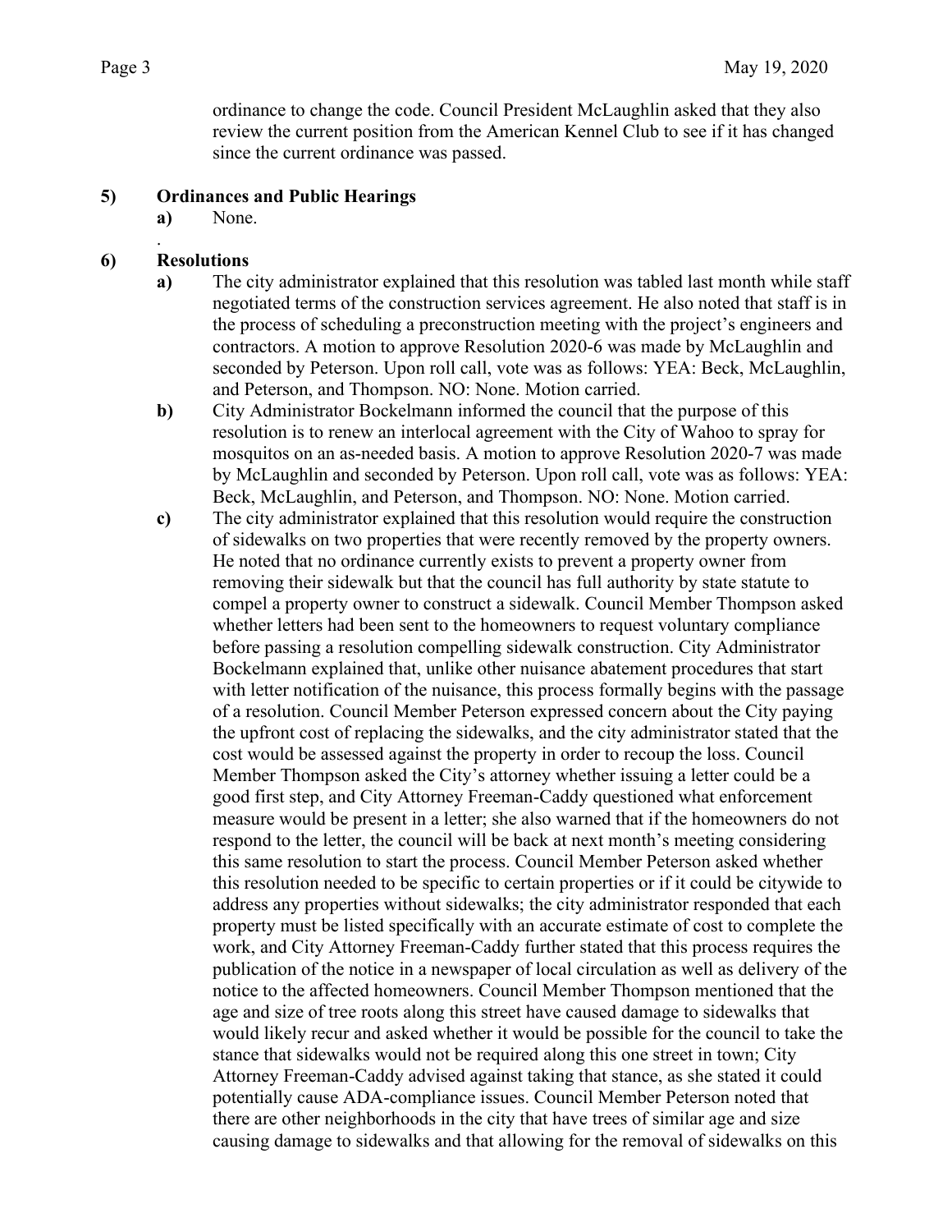ordinance to change the code. Council President McLaughlin asked that they also review the current position from the American Kennel Club to see if it has changed since the current ordinance was passed.

**5) Ordinances and Public Hearings**

**a)** None.

.

**6) Resolutions**

**a)** The city administrator explained that this resolution was tabled last month while staff negotiated terms of the construction services agreement. He also noted that staff is in the process of scheduling a preconstruction meeting with the project's engineers and contractors. A motion to approve Resolution 2020-6 was made by McLaughlin and seconded by Peterson. Upon roll call, vote was as follows: YEA: Beck, McLaughlin, and Peterson, and Thompson. NO: None. Motion carried.

**b)** City Administrator Bockelmann informed the council that the purpose of this resolution is to renew an interlocal agreement with the City of Wahoo to spray for mosquitos on an as-needed basis. A motion to approve Resolution 2020-7 was made by McLaughlin and seconded by Peterson. Upon roll call, vote was as follows: YEA: Beck, McLaughlin, and Peterson, and Thompson. NO: None. Motion carried.

**c)** The city administrator explained that this resolution would require the construction of sidewalks on two properties that were recently removed by the property owners. He noted that no ordinance currently exists to prevent a property owner from removing their sidewalk but that the council has full authority by state statute to compel a property owner to construct a sidewalk. Council Member Thompson asked whether letters had been sent to the homeowners to request voluntary compliance before passing a resolution compelling sidewalk construction. City Administrator Bockelmann explained that, unlike other nuisance abatement procedures that start with letter notification of the nuisance, this process formally begins with the passage of a resolution. Council Member Peterson expressed concern about the City paying the upfront cost of replacing the sidewalks, and the city administrator stated that the cost would be assessed against the property in order to recoup the loss. Council Member Thompson asked the City's attorney whether issuing a letter could be a good first step, and City Attorney Freeman-Caddy questioned what enforcement measure would be present in a letter; she also warned that if the homeowners do not respond to the letter, the council will be back at next month's meeting considering this same resolution to start the process. Council Member Peterson asked whether this resolution needed to be specific to certain properties or if it could be citywide to address any properties without sidewalks; the city administrator responded that each property must be listed specifically with an accurate estimate of cost to complete the work, and City Attorney Freeman-Caddy further stated that this process requires the publication of the notice in a newspaper of local circulation as well as delivery of the notice to the affected homeowners. Council Member Thompson mentioned that the age and size of tree roots along this street have caused damage to sidewalks that would likely recur and asked whether it would be possible for the council to take the stance that sidewalks would not be required along this one street in town; City Attorney Freeman-Caddy advised against taking that stance, as she stated it could potentially cause ADA-compliance issues. Council Member Peterson noted that there are other neighborhoods in the city that have trees of similar age and size causing damage to sidewalks and that allowing for the removal of sidewalks on this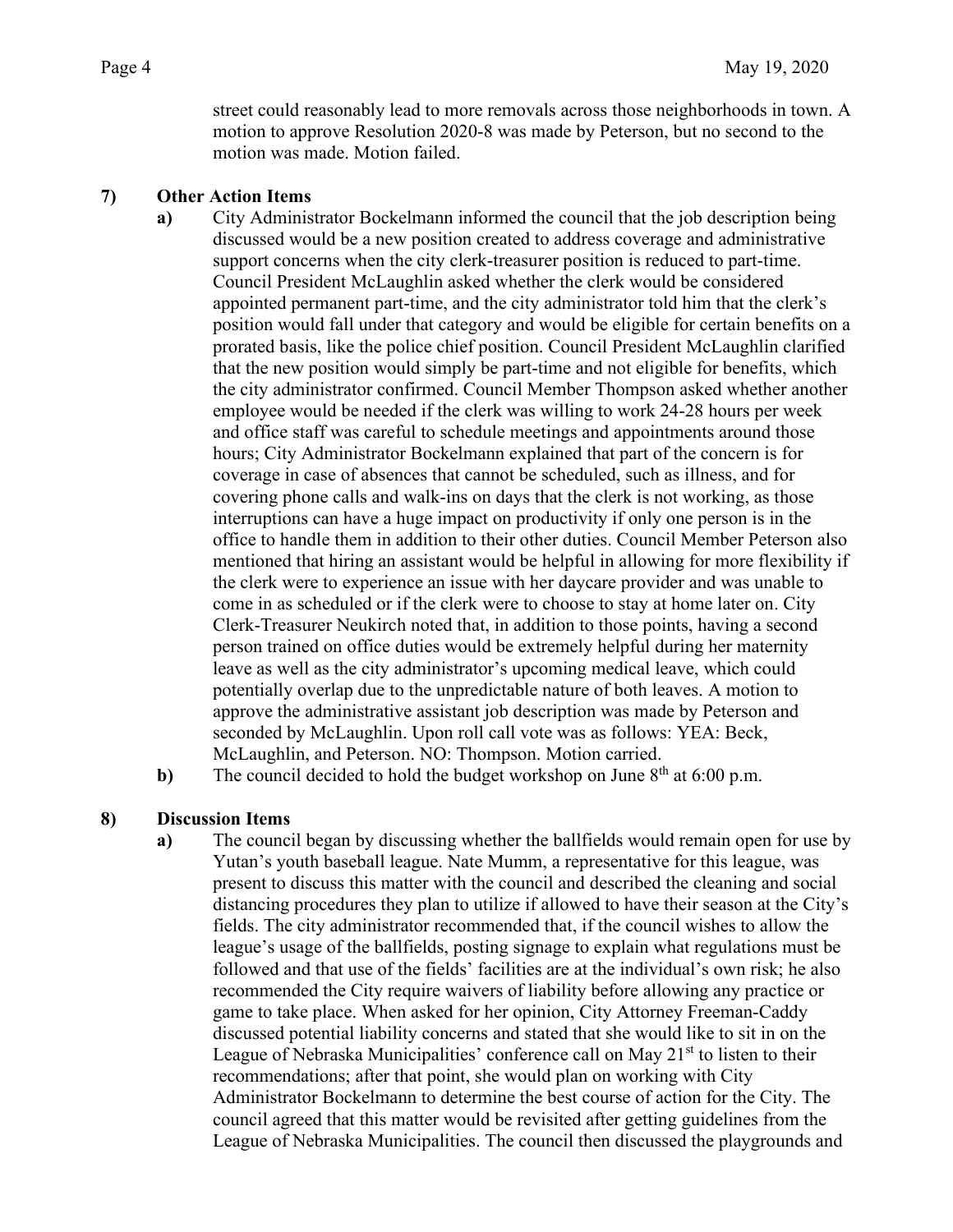street could reasonably lead to more removals across those neighborhoods in town. A motion to approve Resolution 2020-8 was made by Peterson, but no second to the motion was made. Motion failed.

**7) Other Action Items**

**a)** City Administrator Bockelmann informed the council that the job description being discussed would be a new position created to address coverage and administrative support concerns when the city clerk-treasurer position is reduced to part-time. Council President McLaughlin asked whether the clerk would be considered appointed permanent part-time, and the city administrator told him that the clerk's position would fall under that category and would be eligible for certain benefits on a prorated basis, like the police chief position. Council President McLaughlin clarified that the new position would simply be part-time and not eligible for benefits, which the city administrator confirmed. Council Member Thompson asked whether another employee would be needed if the clerk was willing to work 24-28 hours per week and office staff was careful to schedule meetings and appointments around those hours; City Administrator Bockelmann explained that part of the concern is for coverage in case of absences that cannot be scheduled, such as illness, and for covering phone calls and walk-ins on days that the clerk is not working, as those interruptions can have a huge impact on productivity if only one person is in the office to handle them in addition to their other duties. Council Member Peterson also mentioned that hiring an assistant would be helpful in allowing for more flexibility if the clerk were to experience an issue with her daycare provider and was unable to come in as scheduled or if the clerk were to choose to stay at home later on. City Clerk-Treasurer Neukirch noted that, in addition to those points, having a second person trained on office duties would be extremely helpful during her maternity leave as well as the city administrator's upcoming medical leave, which could potentially overlap due to the unpredictable nature of both leaves. A motion to approve the administrative assistant job description was made by Peterson and seconded by McLaughlin. Upon roll call vote was as follows: YEA: Beck, McLaughlin, and Peterson. NO: Thompson. Motion carried.

**b)** The council decided to hold the budget workshop on June 8th at 6:00 p.m.

**8) Discussion Items**

**a)** The council began by discussing whether the ballfields would remain open for use by Yutan's youth baseball league. Nate Mumm, a representative for this league, was present to discuss this matter with the council and described the cleaning and social distancing procedures they plan to utilize if allowed to have their season at the City's fields. The city administrator recommended that, if the council wishes to allow the league's usage of the ballfields, posting signage to explain what regulations must be followed and that use of the fields' facilities are at the individual's own risk; he also recommended the City require waivers of liability before allowing any practice or game to take place. When asked for her opinion, City Attorney Freeman-Caddy discussed potential liability concerns and stated that she would like to sit in on the League of Nebraska Municipalities' conference call on May 21st to listen to their recommendations; after that point, she would plan on working with City Administrator Bockelmann to determine the best course of action for the City. The council agreed that this matter would be revisited after getting guidelines from the League of Nebraska Municipalities. The council then discussed the playgrounds and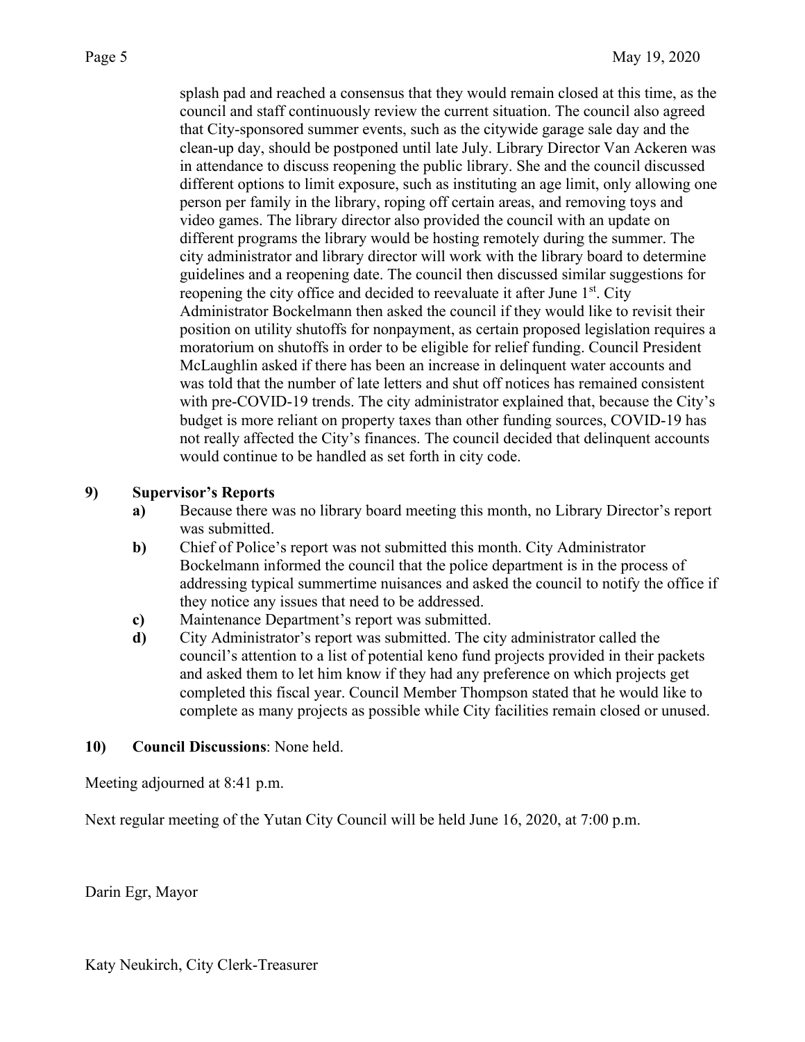splash pad and reached a consensus that they would remain closed at this time, as the council and staff continuously review the current situation. The council also agreed that City-sponsored summer events, such as the citywide garage sale day and the clean-up day, should be postponed until late July. Library Director Van Ackeren was in attendance to discuss reopening the public library. She and the council discussed different options to limit exposure, such as instituting an age limit, only allowing one person per family in the library, roping off certain areas, and removing toys and video games. The library director also provided the council with an update on different programs the library would be hosting remotely during the summer. The city administrator and library director will work with the library board to determine guidelines and a reopening date. The council then discussed similar suggestions for reopening the city office and decided to reevaluate it after June 1st. City Administrator Bockelmann then asked the council if they would like to revisit their position on utility shutoffs for nonpayment, as certain proposed legislation requires a moratorium on shutoffs in order to be eligible for relief funding. Council President McLaughlin asked if there has been an increase in delinquent water accounts and was told that the number of late letters and shut off notices has remained consistent with pre-COVID-19 trends. The city administrator explained that, because the City's budget is more reliant on property taxes than other funding sources, COVID-19 has not really affected the City's finances. The council decided that delinquent accounts would continue to be handled as set forth in city code.

**9) Supervisor's Reports**

- **a)** Because there was no library board meeting this month, no Library Director's report was submitted.
- **b)** Chief of Police's report was not submitted this month. City Administrator Bockelmann informed the council that the police department is in the process of addressing typical summertime nuisances and asked the council to notify the office if they notice any issues that need to be addressed.
- **c)** Maintenance Department's report was submitted.
- **d)** City Administrator's report was submitted. The city administrator called the council's attention to a list of potential keno fund projects provided in their packets and asked them to let him know if they had any preference on which projects get completed this fiscal year. Council Member Thompson stated that he would like to complete as many projects as possible while City facilities remain closed or unused.

**10) Council Discussions**: None held.

Meeting adjourned at 8:41 p.m.

Next regular meeting of the Yutan City Council will be held June 16, 2020, at 7:00 p.m.

Darin Egr, Mayor

Katy Neukirch, City Clerk-Treasurer